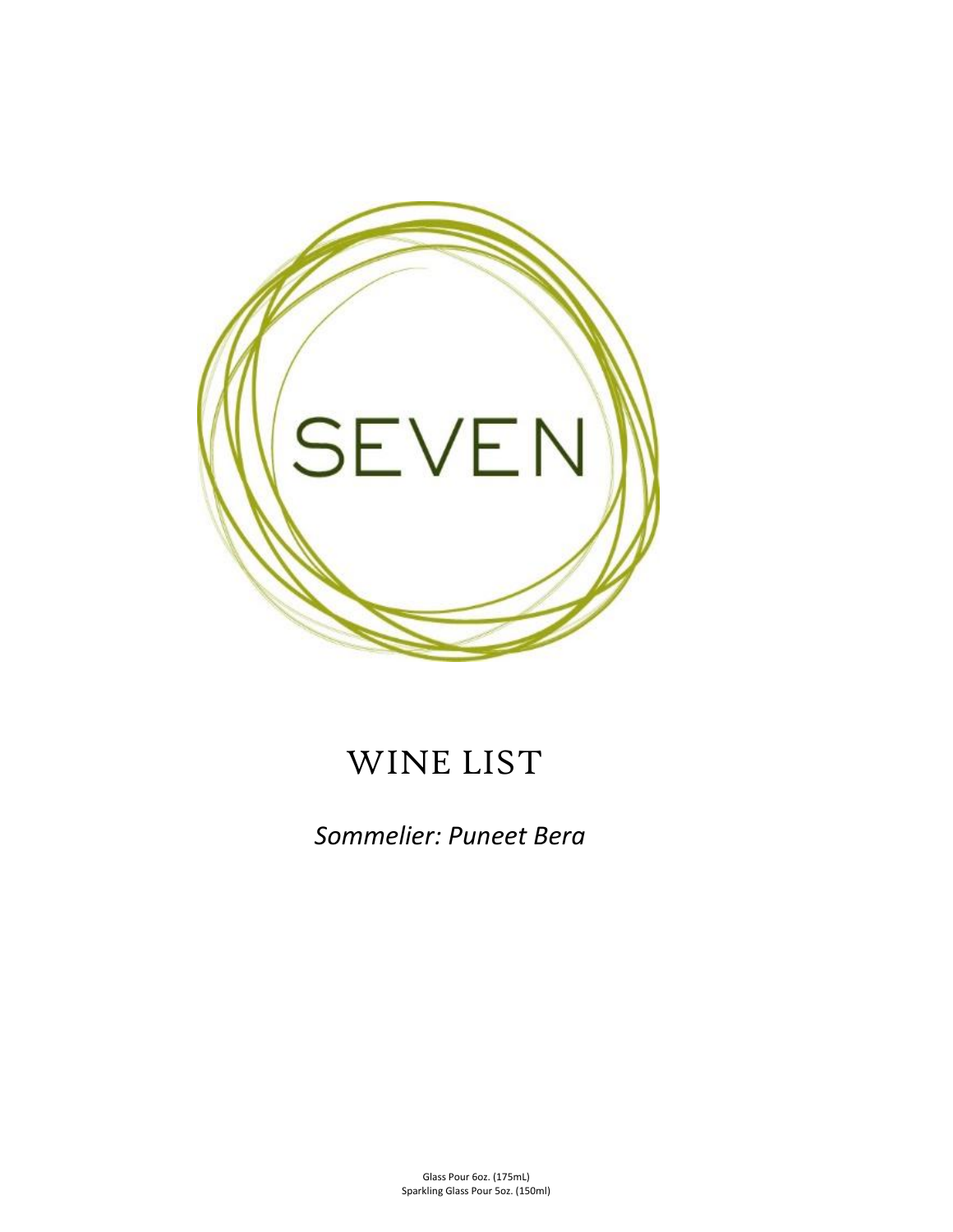SEVEN

# WINE LIST

*Sommelier: Puneet Bera*

Glass Pour 6oz. (175mL)
Sparkling Glass Pour 5oz. (150ml)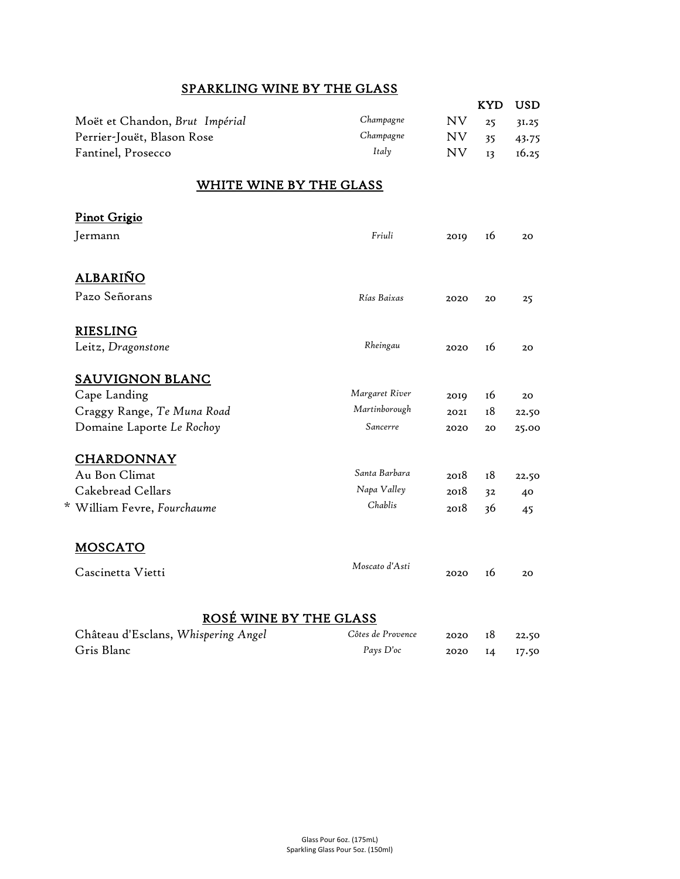## SPARKLING WINE BY THE GLASS

| | | | KYD | USD |
|---|---|---|---|---|
| Moët et Chandon, *Brut Impérial* | *Champagne* | NV | 25 | 31.25 |
| Perrier-Jouët, Blason Rose | *Champagne* | NV | 35 | 43.75 |
| Fantinel, Prosecco | *Italy* | NV | 13 | 16.25 |

## WHITE WINE BY THE GLASS

### Pinot Grigio

| | | | | |
|---|---|---|---|---|
| Jermann | *Friuli* | 2019 | 16 | 20 |

### ALBARIÑO

| | | | | |
|---|---|---|---|---|
| Pazo Señorans | *Rías Baixas* | 2020 | 20 | 25 |

### RIESLING

| | | | | |
|---|---|---|---|---|
| Leitz, *Dragonstone* | *Rheingau* | 2020 | 16 | 20 |

### SAUVIGNON BLANC

| | | | | |
|---|---|---|---|---|
| Cape Landing | *Margaret River* | 2019 | 16 | 20 |
| Craggy Range, *Te Muna Road* | *Martinborough* | 2021 | 18 | 22.50 |
| Domaine Laporte *Le Rochoy* | *Sancerre* | 2020 | 20 | 25.00 |

### CHARDONNAY

| | | | | |
|---|---|---|---|---|
| Au Bon Climat | *Santa Barbara* | 2018 | 18 | 22.50 |
| Cakebread Cellars | *Napa Valley* | 2018 | 32 | 40 |
| * William Fevre, *Fourchaume* | *Chablis* | 2018 | 36 | 45 |

### MOSCATO

| | | | | |
|---|---|---|---|---|
| Cascinetta Vietti | *Moscato d'Asti* | 2020 | 16 | 20 |

## ROSÉ WINE BY THE GLASS

| | | | | |
|---|---|---|---|---|
| Château d'Esclans, *Whispering Angel* | *Côtes de Provence* | 2020 | 18 | 22.50 |
| Gris Blanc | *Pays D'oc* | 2020 | 14 | 17.50 |

Glass Pour 6oz. (175mL)
Sparkling Glass Pour 5oz. (150ml)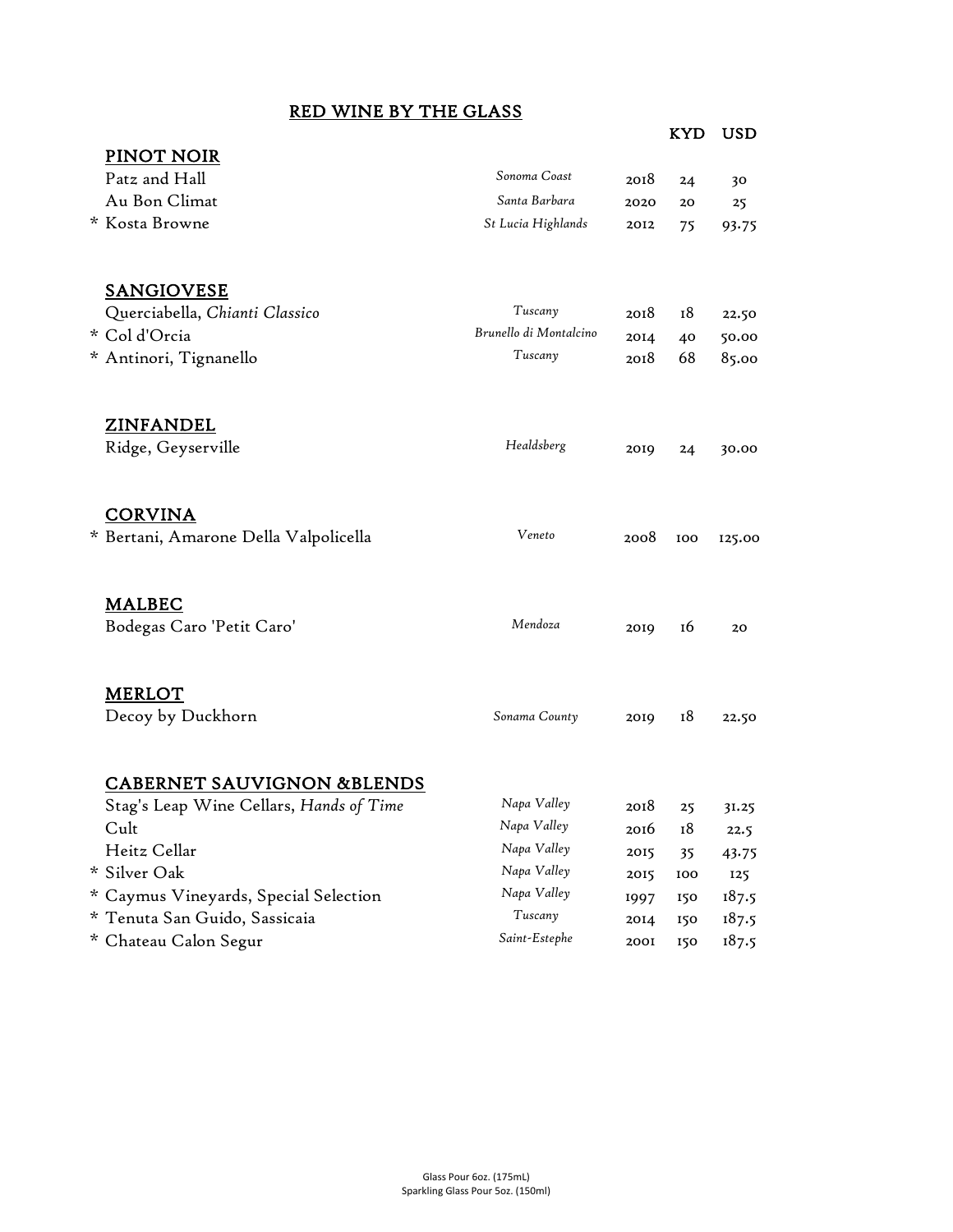# RED WINE BY THE GLASS

| | | | KYD | USD |
|---|---|---|---|---|
| **PINOT NOIR** | | | | |
| Patz and Hall | *Sonoma Coast* | 2018 | 24 | 30 |
| Au Bon Climat | *Santa Barbara* | 2020 | 20 | 25 |
| * Kosta Browne | *St Lucia Highlands* | 2012 | 75 | 93.75 |
| **SANGIOVESE** | | | | |
| Querciabella, *Chianti Classico* | *Tuscany* | 2018 | 18 | 22.50 |
| * Col d'Orcia | *Brunello di Montalcino* | 2014 | 40 | 50.00 |
| * Antinori, Tignanello | *Tuscany* | 2018 | 68 | 85.00 |
| **ZINFANDEL** | | | | |
| Ridge, Geyserville | *Healdsberg* | 2019 | 24 | 30.00 |
| **CORVINA** | | | | |
| * Bertani, Amarone Della Valpolicella | *Veneto* | 2008 | 100 | 125.00 |
| **MALBEC** | | | | |
| Bodegas Caro 'Petit Caro' | *Mendoza* | 2019 | 16 | 20 |
| **MERLOT** | | | | |
| Decoy by Duckhorn | *Sonama County* | 2019 | 18 | 22.50 |
| **CABERNET SAUVIGNON &BLENDS** | | | | |
| Stag's Leap Wine Cellars, *Hands of Time* | *Napa Valley* | 2018 | 25 | 31.25 |
| Cult | *Napa Valley* | 2016 | 18 | 22.5 |
| Heitz Cellar | *Napa Valley* | 2015 | 35 | 43.75 |
| * Silver Oak | *Napa Valley* | 2015 | 100 | 125 |
| * Caymus Vineyards, Special Selection | *Napa Valley* | 1997 | 150 | 187.5 |
| * Tenuta San Guido, Sassicaia | *Tuscany* | 2014 | 150 | 187.5 |
| * Chateau Calon Segur | *Saint-Estephe* | 2001 | 150 | 187.5 |

Glass Pour 6oz. (175mL)
Sparkling Glass Pour 5oz. (150ml)